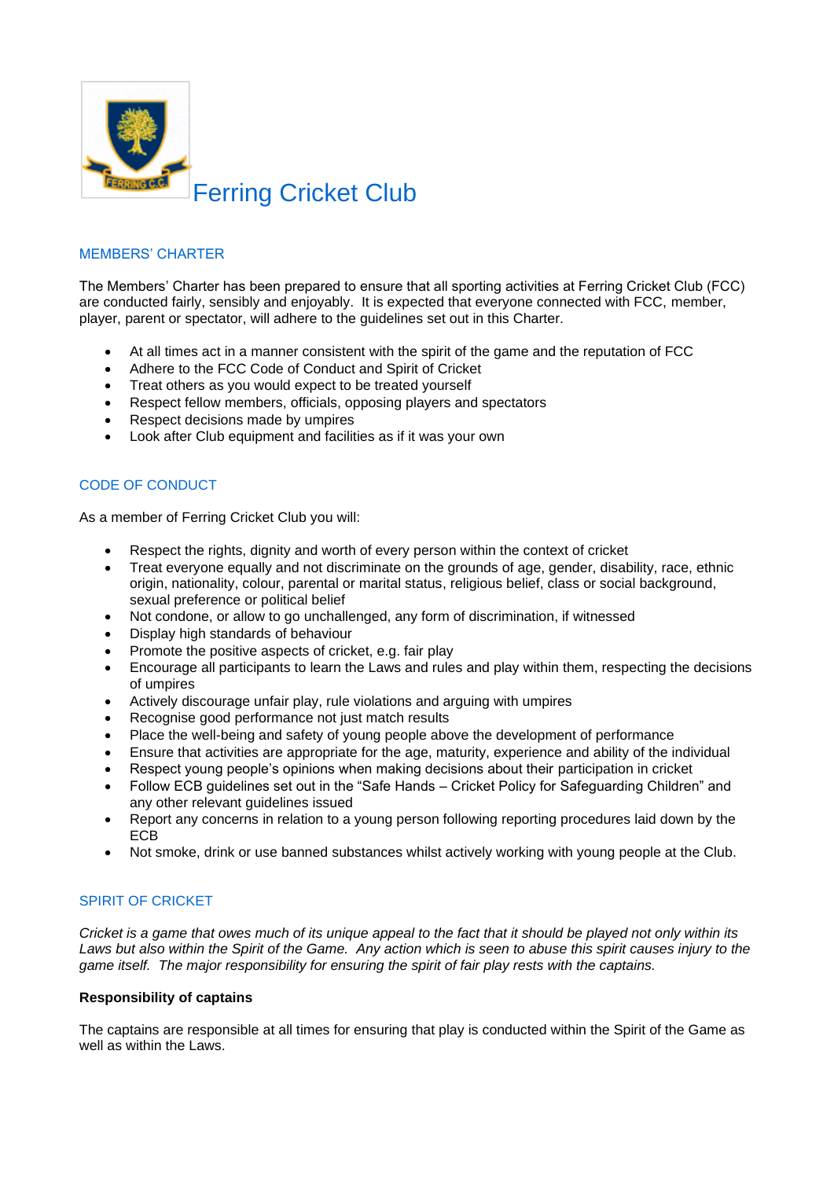# Ferring Cricket Club

## MEMBERS' CHARTER

The Members' Charter has been prepared to ensure that all sporting activities at Ferring Cricket Club (FCC) are conducted fairly, sensibly and enjoyably. It is expected that everyone connected with FCC, member, player, parent or spectator, will adhere to the guidelines set out in this Charter.

- At all times act in a manner consistent with the spirit of the game and the reputation of FCC
- Adhere to the FCC Code of Conduct and Spirit of Cricket
- Treat others as you would expect to be treated yourself
- Respect fellow members, officials, opposing players and spectators
- Respect decisions made by umpires
- Look after Club equipment and facilities as if it was your own

## CODE OF CONDUCT

As a member of Ferring Cricket Club you will:

- Respect the rights, dignity and worth of every person within the context of cricket
- Treat everyone equally and not discriminate on the grounds of age, gender, disability, race, ethnic origin, nationality, colour, parental or marital status, religious belief, class or social background, sexual preference or political belief
- Not condone, or allow to go unchallenged, any form of discrimination, if witnessed
- Display high standards of behaviour
- Promote the positive aspects of cricket, e.g. fair play
- Encourage all participants to learn the Laws and rules and play within them, respecting the decisions of umpires
- Actively discourage unfair play, rule violations and arguing with umpires
- Recognise good performance not just match results
- Place the well-being and safety of young people above the development of performance
- Ensure that activities are appropriate for the age, maturity, experience and ability of the individual
- Respect young people's opinions when making decisions about their participation in cricket
- Follow ECB guidelines set out in the "Safe Hands – Cricket Policy for Safeguarding Children" and any other relevant guidelines issued
- Report any concerns in relation to a young person following reporting procedures laid down by the ECB
- Not smoke, drink or use banned substances whilst actively working with young people at the Club.

## SPIRIT OF CRICKET

*Cricket is a game that owes much of its unique appeal to the fact that it should be played not only within its Laws but also within the Spirit of the Game. Any action which is seen to abuse this spirit causes injury to the game itself. The major responsibility for ensuring the spirit of fair play rests with the captains.*

**Responsibility of captains**

The captains are responsible at all times for ensuring that play is conducted within the Spirit of the Game as well as within the Laws.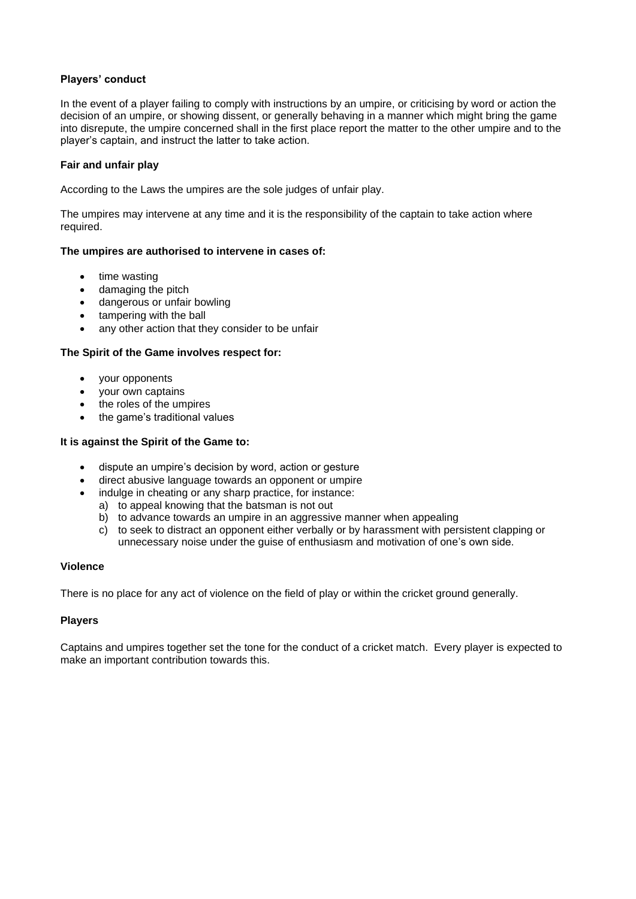**Players' conduct**

In the event of a player failing to comply with instructions by an umpire, or criticising by word or action the decision of an umpire, or showing dissent, or generally behaving in a manner which might bring the game into disrepute, the umpire concerned shall in the first place report the matter to the other umpire and to the player's captain, and instruct the latter to take action.

**Fair and unfair play**

According to the Laws the umpires are the sole judges of unfair play.

The umpires may intervene at any time and it is the responsibility of the captain to take action where required.

**The umpires are authorised to intervene in cases of:**

- time wasting
- damaging the pitch
- dangerous or unfair bowling
- tampering with the ball
- any other action that they consider to be unfair

**The Spirit of the Game involves respect for:**

- your opponents
- your own captains
- the roles of the umpires
- the game's traditional values

**It is against the Spirit of the Game to:**

- dispute an umpire's decision by word, action or gesture
- direct abusive language towards an opponent or umpire
- indulge in cheating or any sharp practice, for instance:
  a) to appeal knowing that the batsman is not out
  b) to advance towards an umpire in an aggressive manner when appealing
  c) to seek to distract an opponent either verbally or by harassment with persistent clapping or unnecessary noise under the guise of enthusiasm and motivation of one's own side.

**Violence**

There is no place for any act of violence on the field of play or within the cricket ground generally.

**Players**

Captains and umpires together set the tone for the conduct of a cricket match. Every player is expected to make an important contribution towards this.